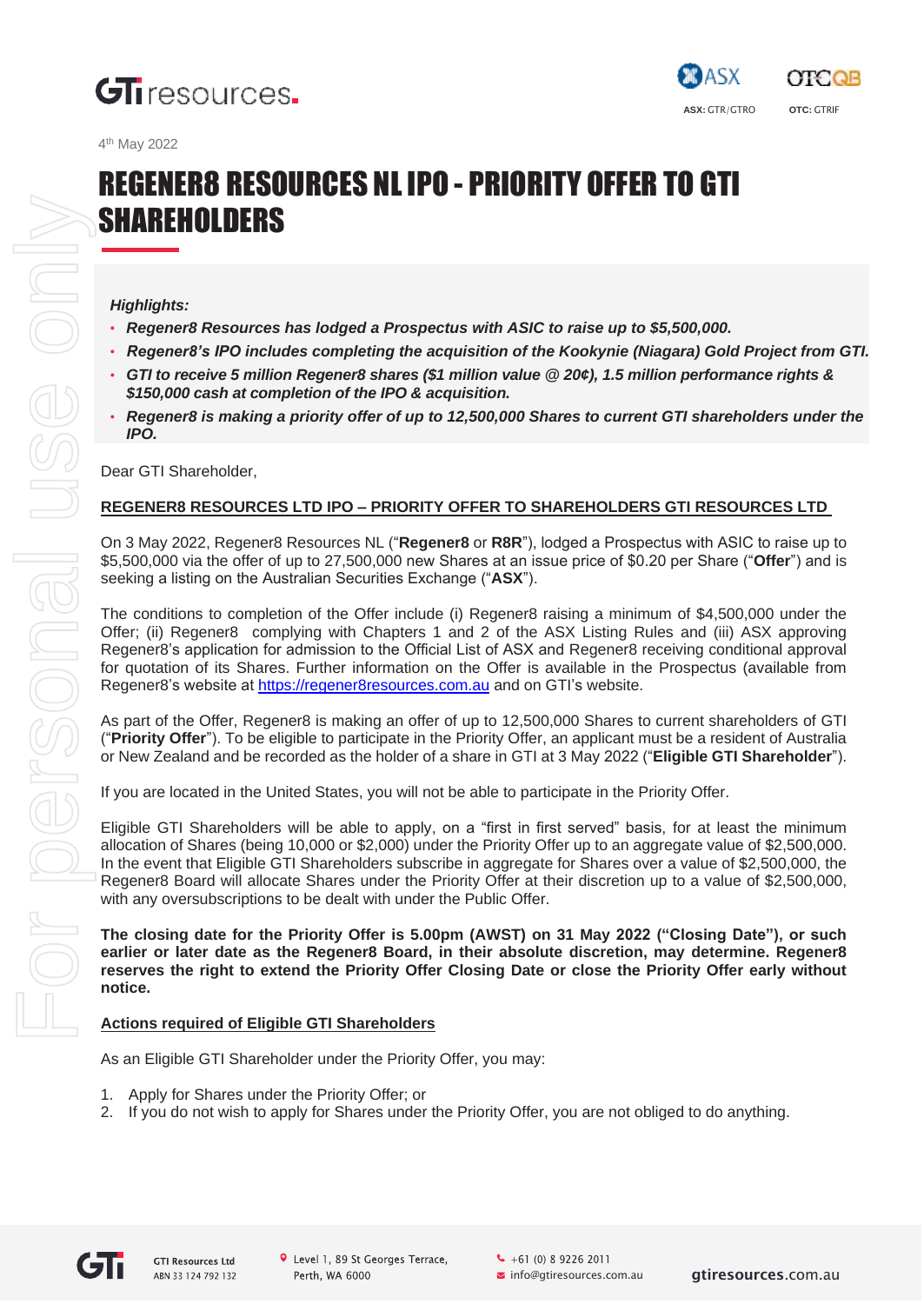4th May 2022

# REGENER8 RESOURCES NL IPO - PRIORITY OFFER TO GTI SHAREHOLDERS

***Highlights:***

- ***Regener8 Resources has lodged a Prospectus with ASIC to raise up to $5,500,000.***
- ***Regener8's IPO includes completing the acquisition of the Kookynie (Niagara) Gold Project from GTI.***
- ***GTI to receive 5 million Regener8 shares ($1 million value @ 20¢), 1.5 million performance rights & $150,000 cash at completion of the IPO & acquisition.***
- ***Regener8 is making a priority offer of up to 12,500,000 Shares to current GTI shareholders under the IPO.***

Dear GTI Shareholder,

**REGENER8 RESOURCES LTD IPO – PRIORITY OFFER TO SHAREHOLDERS GTI RESOURCES LTD**

On 3 May 2022, Regener8 Resources NL ("**Regener8** or **R8R**"), lodged a Prospectus with ASIC to raise up to $5,500,000 via the offer of up to 27,500,000 new Shares at an issue price of $0.20 per Share ("**Offer**") and is seeking a listing on the Australian Securities Exchange ("**ASX**").

The conditions to completion of the Offer include (i) Regener8 raising a minimum of $4,500,000 under the Offer; (ii) Regener8 complying with Chapters 1 and 2 of the ASX Listing Rules and (iii) ASX approving Regener8's application for admission to the Official List of ASX and Regener8 receiving conditional approval for quotation of its Shares. Further information on the Offer is available in the Prospectus (available from Regener8's website at https://regener8resources.com.au and on GTI's website.

As part of the Offer, Regener8 is making an offer of up to 12,500,000 Shares to current shareholders of GTI ("**Priority Offer**"). To be eligible to participate in the Priority Offer, an applicant must be a resident of Australia or New Zealand and be recorded as the holder of a share in GTI at 3 May 2022 ("**Eligible GTI Shareholder**").

If you are located in the United States, you will not be able to participate in the Priority Offer.

Eligible GTI Shareholders will be able to apply, on a "first in first served" basis, for at least the minimum allocation of Shares (being 10,000 or $2,000) under the Priority Offer up to an aggregate value of $2,500,000. In the event that Eligible GTI Shareholders subscribe in aggregate for Shares over a value of $2,500,000, the Regener8 Board will allocate Shares under the Priority Offer at their discretion up to a value of $2,500,000, with any oversubscriptions to be dealt with under the Public Offer.

**The closing date for the Priority Offer is 5.00pm (AWST) on 31 May 2022 ("Closing Date"), or such earlier or later date as the Regener8 Board, in their absolute discretion, may determine. Regener8 reserves the right to extend the Priority Offer Closing Date or close the Priority Offer early without notice.**

**Actions required of Eligible GTI Shareholders**

As an Eligible GTI Shareholder under the Priority Offer, you may:

1. Apply for Shares under the Priority Offer; or
2. If you do not wish to apply for Shares under the Priority Offer, you are not obliged to do anything.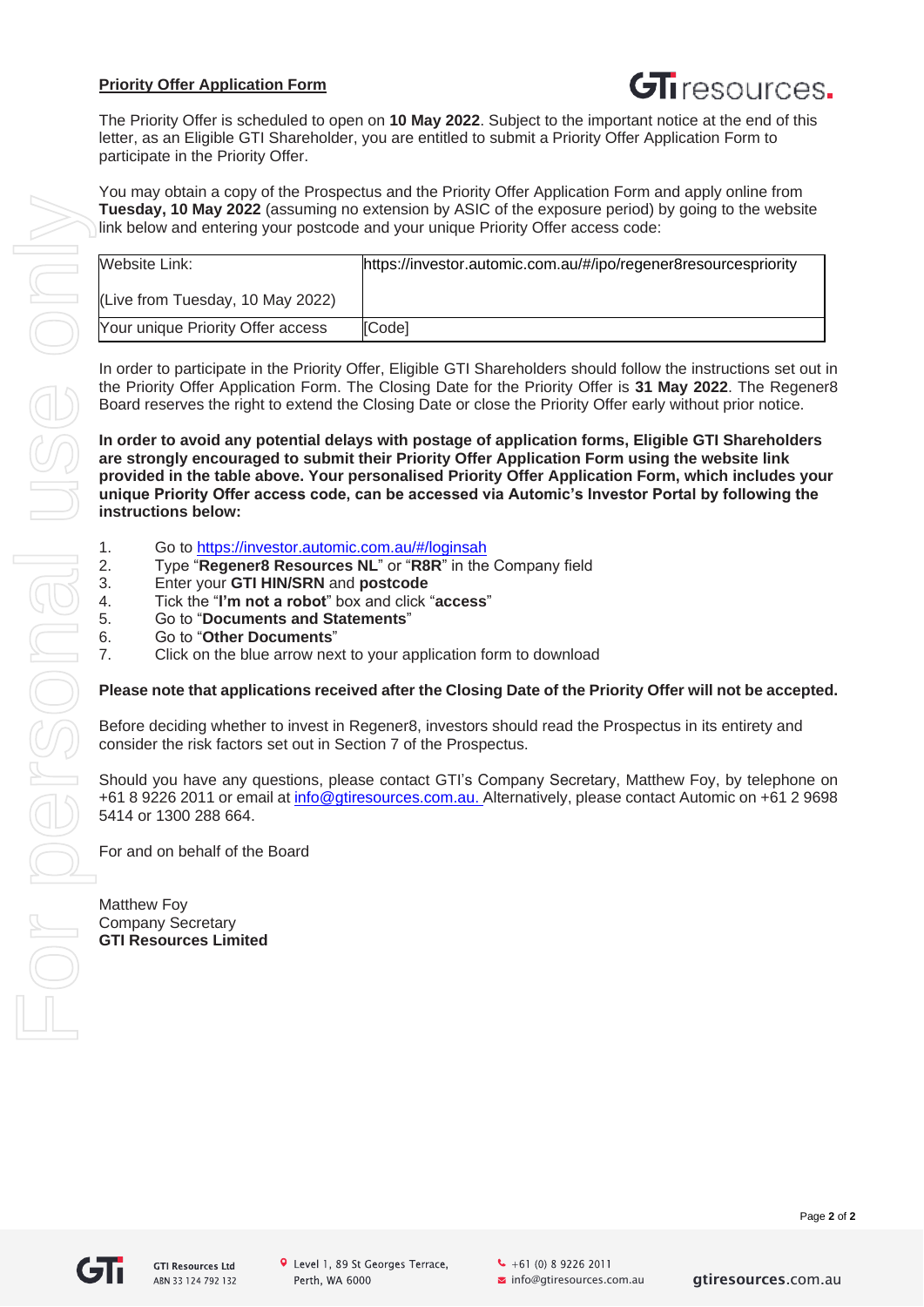**Priority Offer Application Form**

The Priority Offer is scheduled to open on **10 May 2022**. Subject to the important notice at the end of this letter, as an Eligible GTI Shareholder, you are entitled to submit a Priority Offer Application Form to participate in the Priority Offer.

You may obtain a copy of the Prospectus and the Priority Offer Application Form and apply online from **Tuesday, 10 May 2022** (assuming no extension by ASIC of the exposure period) by going to the website link below and entering your postcode and your unique Priority Offer access code:

| | |
|---|---|
| Website Link:<br>(Live from Tuesday, 10 May 2022) | https://investor.automic.com.au/#/ipo/regener8resourcespriority |
| Your unique Priority Offer access | [Code] |

In order to participate in the Priority Offer, Eligible GTI Shareholders should follow the instructions set out in the Priority Offer Application Form. The Closing Date for the Priority Offer is **31 May 2022**. The Regener8 Board reserves the right to extend the Closing Date or close the Priority Offer early without prior notice.

**In order to avoid any potential delays with postage of application forms, Eligible GTI Shareholders are strongly encouraged to submit their Priority Offer Application Form using the website link provided in the table above. Your personalised Priority Offer Application Form, which includes your unique Priority Offer access code, can be accessed via Automic's Investor Portal by following the instructions below:**

1. Go to https://investor.automic.com.au/#/loginsah
2. Type "**Regener8 Resources NL**" or "**R8R**" in the Company field
3. Enter your **GTI HIN/SRN** and **postcode**
4. Tick the "**I'm not a robot**" box and click "**access**"
5. Go to "**Documents and Statements**"
6. Go to "**Other Documents**"
7. Click on the blue arrow next to your application form to download

**Please note that applications received after the Closing Date of the Priority Offer will not be accepted.**

Before deciding whether to invest in Regener8, investors should read the Prospectus in its entirety and consider the risk factors set out in Section 7 of the Prospectus.

Should you have any questions, please contact GTI's Company Secretary, Matthew Foy, by telephone on +61 8 9226 2011 or email at info@gtiresources.com.au. Alternatively, please contact Automic on +61 2 9698 5414 or 1300 288 664.

For and on behalf of the Board

Matthew Foy
Company Secretary
**GTI Resources Limited**